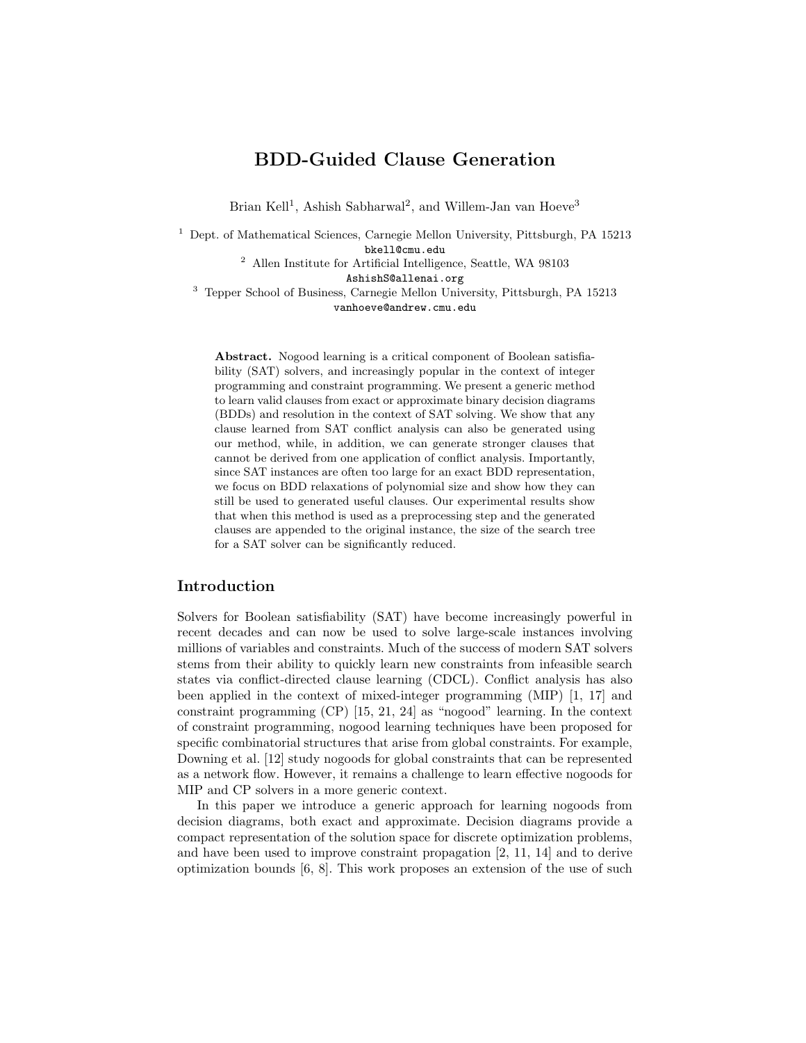# BDD-Guided Clause Generation

Brian Kell[1], Ashish Sabharwal[2], and Willem-Jan van Hoeve[3]

[1] Dept. of Mathematical Sciences, Carnegie Mellon University, Pittsburgh, PA 15213
bkell@cmu.edu

[2] Allen Institute for Artificial Intelligence, Seattle, WA 98103
AshishS@allenai.org

[3] Tepper School of Business, Carnegie Mellon University, Pittsburgh, PA 15213
vanhoeve@andrew.cmu.edu

**Abstract.** Nogood learning is a critical component of Boolean satisfiability (SAT) solvers, and increasingly popular in the context of integer programming and constraint programming. We present a generic method to learn valid clauses from exact or approximate binary decision diagrams (BDDs) and resolution in the context of SAT solving. We show that any clause learned from SAT conflict analysis can also be generated using our method, while, in addition, we can generate stronger clauses that cannot be derived from one application of conflict analysis. Importantly, since SAT instances are often too large for an exact BDD representation, we focus on BDD relaxations of polynomial size and show how they can still be used to generated useful clauses. Our experimental results show that when this method is used as a preprocessing step and the generated clauses are appended to the original instance, the size of the search tree for a SAT solver can be significantly reduced.

## Introduction

Solvers for Boolean satisfiability (SAT) have become increasingly powerful in recent decades and can now be used to solve large-scale instances involving millions of variables and constraints. Much of the success of modern SAT solvers stems from their ability to quickly learn new constraints from infeasible search states via conflict-directed clause learning (CDCL). Conflict analysis has also been applied in the context of mixed-integer programming (MIP) [1, 17] and constraint programming (CP) [15, 21, 24] as "nogood" learning. In the context of constraint programming, nogood learning techniques have been proposed for specific combinatorial structures that arise from global constraints. For example, Downing et al. [12] study nogoods for global constraints that can be represented as a network flow. However, it remains a challenge to learn effective nogoods for MIP and CP solvers in a more generic context.

In this paper we introduce a generic approach for learning nogoods from decision diagrams, both exact and approximate. Decision diagrams provide a compact representation of the solution space for discrete optimization problems, and have been used to improve constraint propagation [2, 11, 14] and to derive optimization bounds [6, 8]. This work proposes an extension of the use of such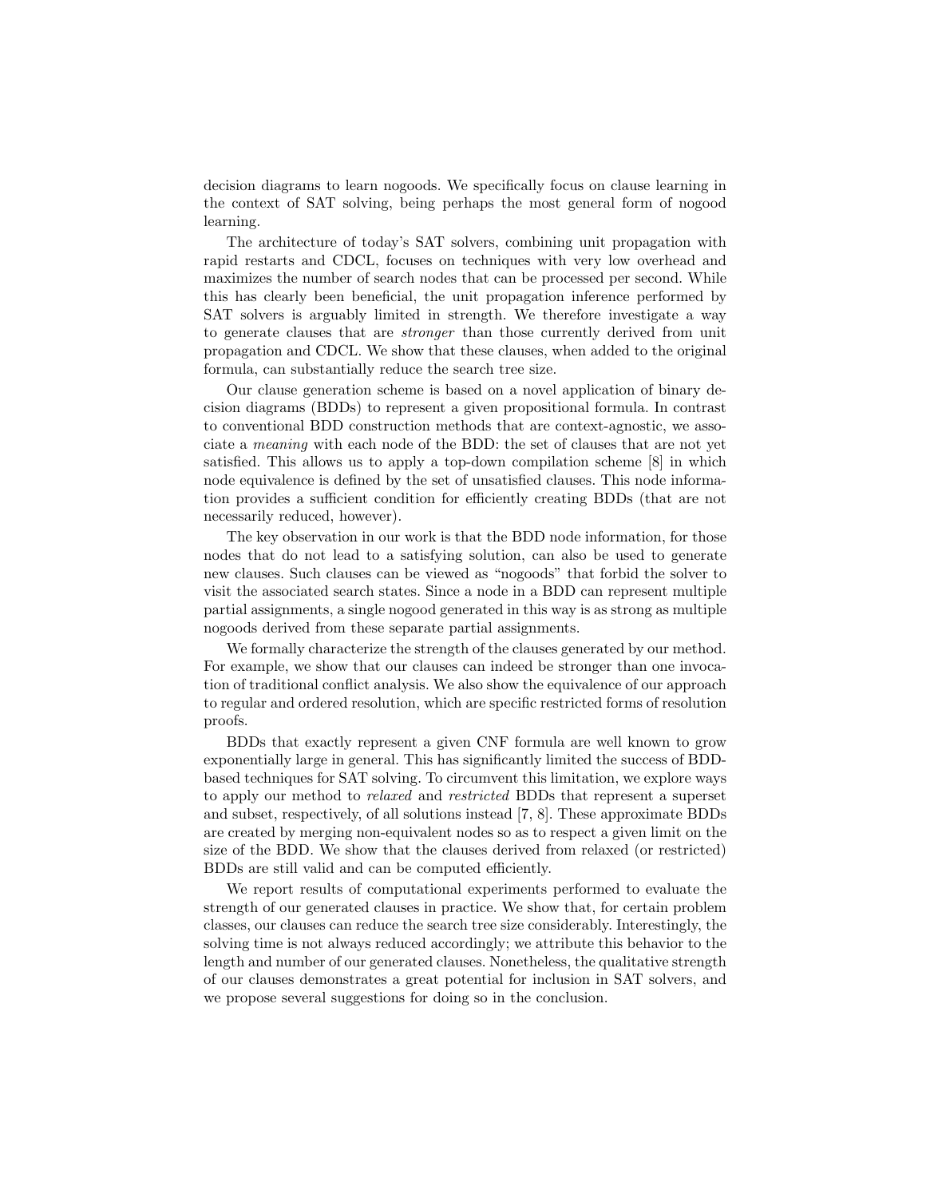decision diagrams to learn nogoods. We specifically focus on clause learning in the context of SAT solving, being perhaps the most general form of nogood learning.

The architecture of today's SAT solvers, combining unit propagation with rapid restarts and CDCL, focuses on techniques with very low overhead and maximizes the number of search nodes that can be processed per second. While this has clearly been beneficial, the unit propagation inference performed by SAT solvers is arguably limited in strength. We therefore investigate a way to generate clauses that are *stronger* than those currently derived from unit propagation and CDCL. We show that these clauses, when added to the original formula, can substantially reduce the search tree size.

Our clause generation scheme is based on a novel application of binary decision diagrams (BDDs) to represent a given propositional formula. In contrast to conventional BDD construction methods that are context-agnostic, we associate a *meaning* with each node of the BDD: the set of clauses that are not yet satisfied. This allows us to apply a top-down compilation scheme [8] in which node equivalence is defined by the set of unsatisfied clauses. This node information provides a sufficient condition for efficiently creating BDDs (that are not necessarily reduced, however).

The key observation in our work is that the BDD node information, for those nodes that do not lead to a satisfying solution, can also be used to generate new clauses. Such clauses can be viewed as "nogoods" that forbid the solver to visit the associated search states. Since a node in a BDD can represent multiple partial assignments, a single nogood generated in this way is as strong as multiple nogoods derived from these separate partial assignments.

We formally characterize the strength of the clauses generated by our method. For example, we show that our clauses can indeed be stronger than one invocation of traditional conflict analysis. We also show the equivalence of our approach to regular and ordered resolution, which are specific restricted forms of resolution proofs.

BDDs that exactly represent a given CNF formula are well known to grow exponentially large in general. This has significantly limited the success of BDD-based techniques for SAT solving. To circumvent this limitation, we explore ways to apply our method to *relaxed* and *restricted* BDDs that represent a superset and subset, respectively, of all solutions instead [7, 8]. These approximate BDDs are created by merging non-equivalent nodes so as to respect a given limit on the size of the BDD. We show that the clauses derived from relaxed (or restricted) BDDs are still valid and can be computed efficiently.

We report results of computational experiments performed to evaluate the strength of our generated clauses in practice. We show that, for certain problem classes, our clauses can reduce the search tree size considerably. Interestingly, the solving time is not always reduced accordingly; we attribute this behavior to the length and number of our generated clauses. Nonetheless, the qualitative strength of our clauses demonstrates a great potential for inclusion in SAT solvers, and we propose several suggestions for doing so in the conclusion.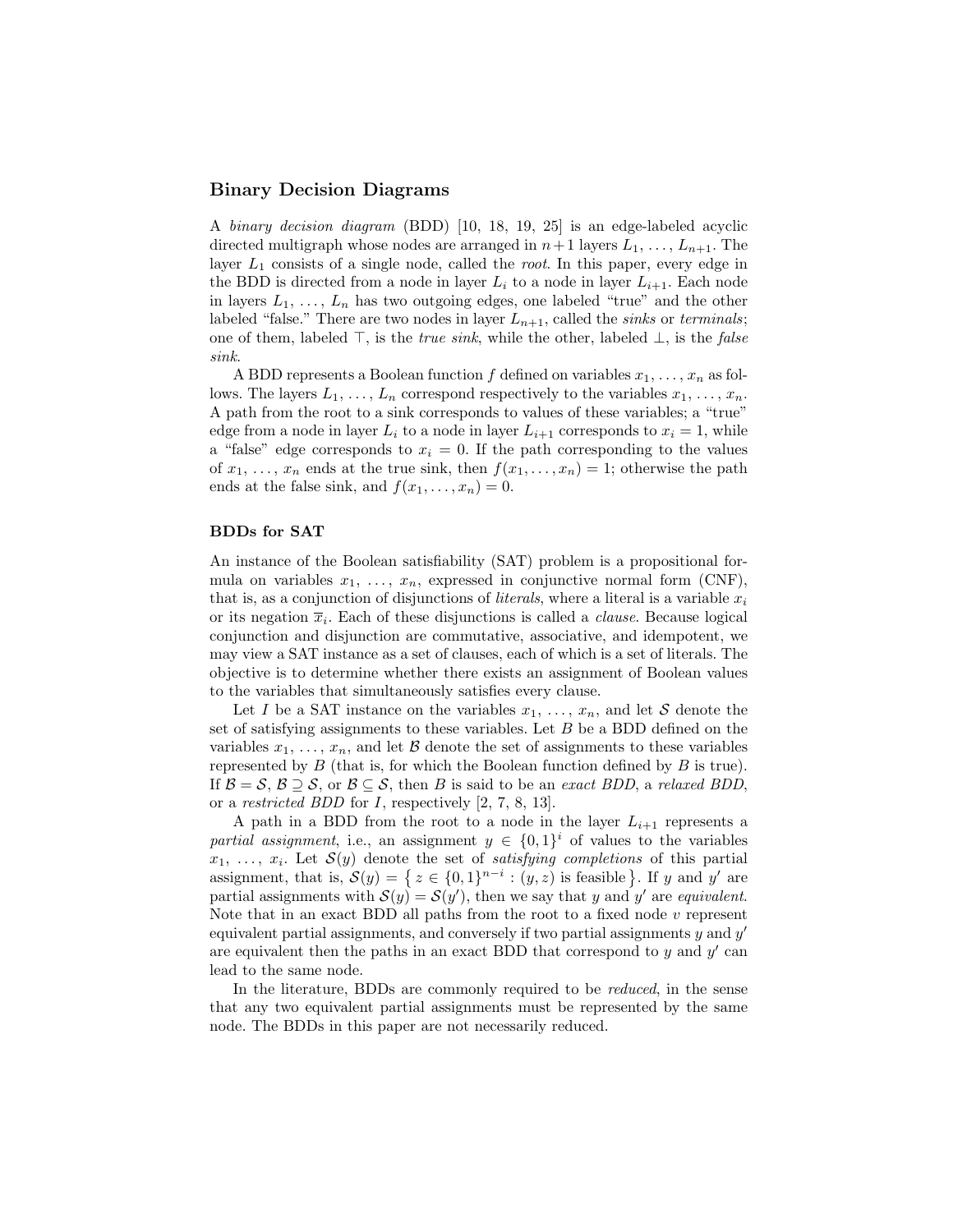## Binary Decision Diagrams

A *binary decision diagram* (BDD) [10, 18, 19, 25] is an edge-labeled acyclic directed multigraph whose nodes are arranged in $n+1$ layers $L_1, \ldots, L_{n+1}$. The layer $L_1$ consists of a single node, called the *root*. In this paper, every edge in the BDD is directed from a node in layer $L_i$ to a node in layer $L_{i+1}$. Each node in layers $L_1, \ldots, L_n$ has two outgoing edges, one labeled "true" and the other labeled "false." There are two nodes in layer $L_{n+1}$, called the *sinks* or *terminals*; one of them, labeled $\top$, is the *true sink*, while the other, labeled $\bot$, is the *false sink*.

A BDD represents a Boolean function $f$ defined on variables $x_1, \ldots, x_n$ as follows. The layers $L_1, \ldots, L_n$ correspond respectively to the variables $x_1, \ldots, x_n$. A path from the root to a sink corresponds to values of these variables; a "true" edge from a node in layer $L_i$ to a node in layer $L_{i+1}$ corresponds to $x_i = 1$, while a "false" edge corresponds to $x_i = 0$. If the path corresponding to the values of $x_1, \ldots, x_n$ ends at the true sink, then $f(x_1, \ldots, x_n) = 1$; otherwise the path ends at the false sink, and $f(x_1, \ldots, x_n) = 0$.

### BDDs for SAT

An instance of the Boolean satisfiability (SAT) problem is a propositional formula on variables $x_1, \ldots, x_n$, expressed in conjunctive normal form (CNF), that is, as a conjunction of disjunctions of *literals*, where a literal is a variable $x_i$ or its negation $\overline{x}_i$. Each of these disjunctions is called a *clause*. Because logical conjunction and disjunction are commutative, associative, and idempotent, we may view a SAT instance as a set of clauses, each of which is a set of literals. The objective is to determine whether there exists an assignment of Boolean values to the variables that simultaneously satisfies every clause.

Let $I$ be a SAT instance on the variables $x_1, \ldots, x_n$, and let $\mathcal{S}$ denote the set of satisfying assignments to these variables. Let $B$ be a BDD defined on the variables $x_1, \ldots, x_n$, and let $\mathcal{B}$ denote the set of assignments to these variables represented by $B$ (that is, for which the Boolean function defined by $B$ is true). If $\mathcal{B} = \mathcal{S}$, $\mathcal{B} \supseteq \mathcal{S}$, or $\mathcal{B} \subseteq \mathcal{S}$, then $B$ is said to be an *exact BDD*, a *relaxed BDD*, or a *restricted BDD* for $I$, respectively [2, 7, 8, 13].

A path in a BDD from the root to a node in the layer $L_{i+1}$ represents a *partial assignment*, i.e., an assignment $y \in \{0,1\}^i$ of values to the variables $x_1, \ldots, x_i$. Let $\mathcal{S}(y)$ denote the set of *satisfying completions* of this partial assignment, that is, $\mathcal{S}(y) = \{ z \in \{0,1\}^{n-i} : (y, z) \text{ is feasible} \}$. If $y$ and $y'$ are partial assignments with $\mathcal{S}(y) = \mathcal{S}(y')$, then we say that $y$ and $y'$ are *equivalent*. Note that in an exact BDD all paths from the root to a fixed node $v$ represent equivalent partial assignments, and conversely if two partial assignments $y$ and $y'$ are equivalent then the paths in an exact BDD that correspond to $y$ and $y'$ can lead to the same node.

In the literature, BDDs are commonly required to be *reduced*, in the sense that any two equivalent partial assignments must be represented by the same node. The BDDs in this paper are not necessarily reduced.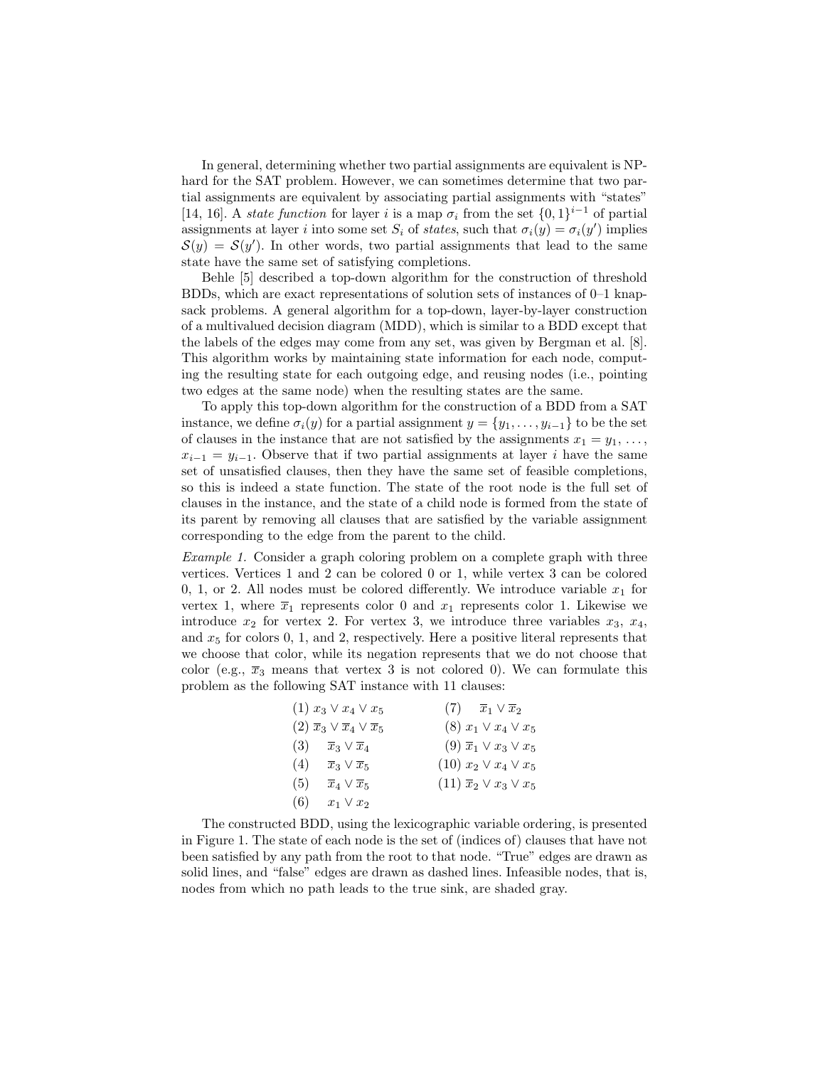In general, determining whether two partial assignments are equivalent is NP-hard for the SAT problem. However, we can sometimes determine that two partial assignments are equivalent by associating partial assignments with "states" [14, 16]. A *state function* for layer $i$ is a map $\sigma_i$ from the set $\{0,1\}^{i-1}$ of partial assignments at layer $i$ into some set $S_i$ of *states*, such that $\sigma_i(y) = \sigma_i(y')$ implies $\mathcal{S}(y) = \mathcal{S}(y')$. In other words, two partial assignments that lead to the same state have the same set of satisfying completions.

Behle [5] described a top-down algorithm for the construction of threshold BDDs, which are exact representations of solution sets of instances of 0–1 knapsack problems. A general algorithm for a top-down, layer-by-layer construction of a multivalued decision diagram (MDD), which is similar to a BDD except that the labels of the edges may come from any set, was given by Bergman et al. [8]. This algorithm works by maintaining state information for each node, computing the resulting state for each outgoing edge, and reusing nodes (i.e., pointing two edges at the same node) when the resulting states are the same.

To apply this top-down algorithm for the construction of a BDD from a SAT instance, we define $\sigma_i(y)$ for a partial assignment $y = \{y_1, \ldots, y_{i-1}\}$ to be the set of clauses in the instance that are not satisfied by the assignments $x_1 = y_1, \ldots, x_{i-1} = y_{i-1}$. Observe that if two partial assignments at layer $i$ have the same set of unsatisfied clauses, then they have the same set of feasible completions, so this is indeed a state function. The state of the root node is the full set of clauses in the instance, and the state of a child node is formed from the state of its parent by removing all clauses that are satisfied by the variable assignment corresponding to the edge from the parent to the child.

*Example 1.* Consider a graph coloring problem on a complete graph with three vertices. Vertices 1 and 2 can be colored 0 or 1, while vertex 3 can be colored 0, 1, or 2. All nodes must be colored differently. We introduce variable $x_1$ for vertex 1, where $\overline{x}_1$ represents color 0 and $x_1$ represents color 1. Likewise we introduce $x_2$ for vertex 2. For vertex 3, we introduce three variables $x_3$, $x_4$, and $x_5$ for colors 0, 1, and 2, respectively. Here a positive literal represents that we choose that color, while its negation represents that we do not choose that color (e.g., $\overline{x}_3$ means that vertex 3 is not colored 0). We can formulate this problem as the following SAT instance with 11 clauses:

(1) $x_3 \vee x_4 \vee x_5$
(2) $\overline{x}_3 \vee \overline{x}_4 \vee \overline{x}_5$
(3) $\overline{x}_3 \vee \overline{x}_4$
(4) $\overline{x}_3 \vee \overline{x}_5$
(5) $\overline{x}_4 \vee \overline{x}_5$
(6) $x_1 \vee x_2$
(7) $\overline{x}_1 \vee \overline{x}_2$
(8) $x_1 \vee x_4 \vee x_5$
(9) $\overline{x}_1 \vee x_3 \vee x_5$
(10) $x_2 \vee x_4 \vee x_5$
(11) $\overline{x}_2 \vee x_3 \vee x_5$

The constructed BDD, using the lexicographic variable ordering, is presented in Figure 1. The state of each node is the set of (indices of) clauses that have not been satisfied by any path from the root to that node. "True" edges are drawn as solid lines, and "false" edges are drawn as dashed lines. Infeasible nodes, that is, nodes from which no path leads to the true sink, are shaded gray.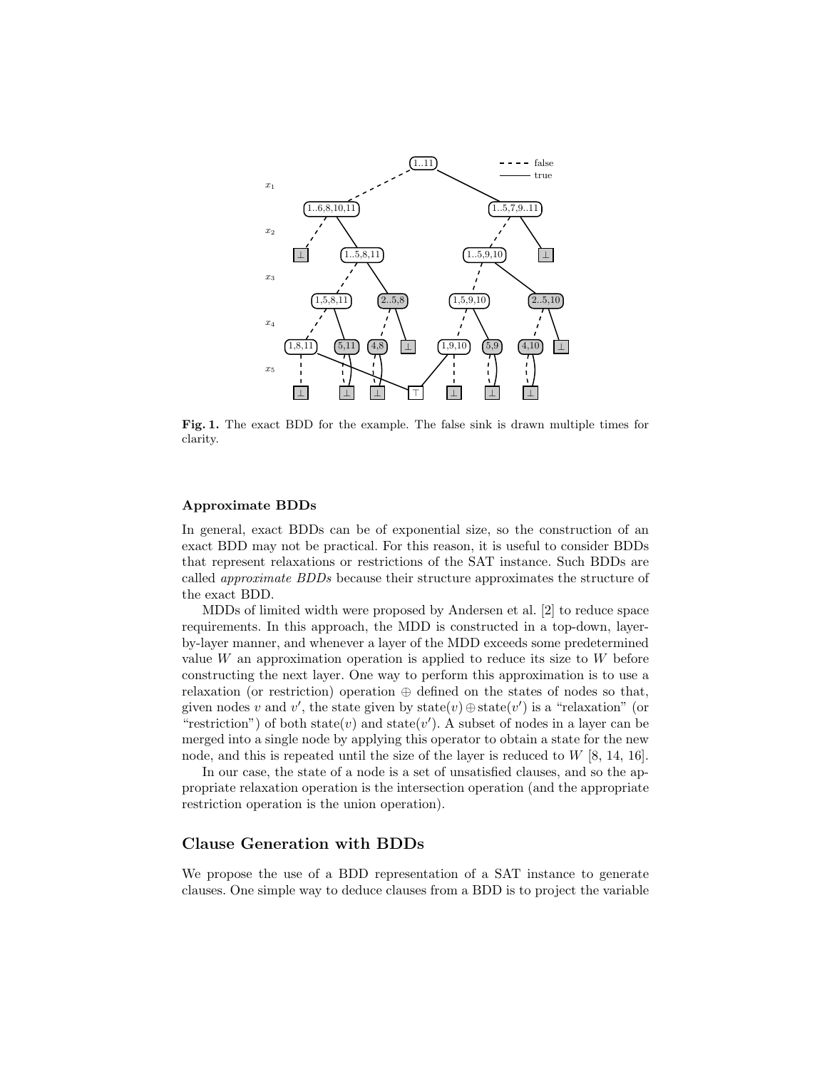**Fig. 1.** The exact BDD for the example. The false sink is drawn multiple times for clarity.

### Approximate BDDs

In general, exact BDDs can be of exponential size, so the construction of an exact BDD may not be practical. For this reason, it is useful to consider BDDs that represent relaxations or restrictions of the SAT instance. Such BDDs are called *approximate BDDs* because their structure approximates the structure of the exact BDD.

MDDs of limited width were proposed by Andersen et al. [2] to reduce space requirements. In this approach, the MDD is constructed in a top-down, layer-by-layer manner, and whenever a layer of the MDD exceeds some predetermined value $W$ an approximation operation is applied to reduce its size to $W$ before constructing the next layer. One way to perform this approximation is to use a relaxation (or restriction) operation $\oplus$ defined on the states of nodes so that, given nodes $v$ and $v'$, the state given by $\text{state}(v) \oplus \text{state}(v')$ is a "relaxation" (or "restriction") of both $\text{state}(v)$ and $\text{state}(v')$. A subset of nodes in a layer can be merged into a single node by applying this operator to obtain a state for the new node, and this is repeated until the size of the layer is reduced to $W$ [8, 14, 16].

In our case, the state of a node is a set of unsatisfied clauses, and so the appropriate relaxation operation is the intersection operation (and the appropriate restriction operation is the union operation).

## Clause Generation with BDDs

We propose the use of a BDD representation of a SAT instance to generate clauses. One simple way to deduce clauses from a BDD is to project the variable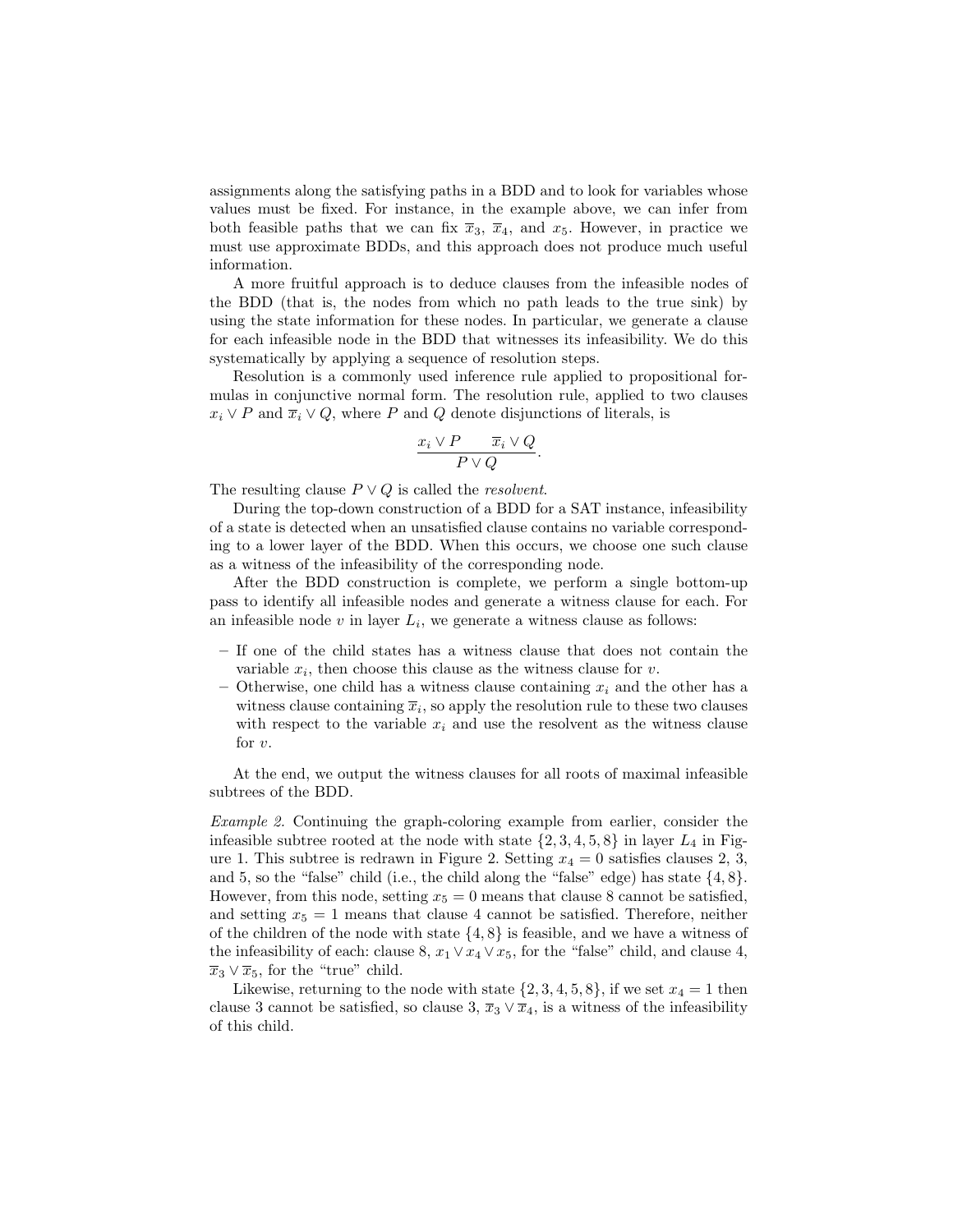assignments along the satisfying paths in a BDD and to look for variables whose values must be fixed. For instance, in the example above, we can infer from both feasible paths that we can fix $\overline{x}_3$, $\overline{x}_4$, and $x_5$. However, in practice we must use approximate BDDs, and this approach does not produce much useful information.

A more fruitful approach is to deduce clauses from the infeasible nodes of the BDD (that is, the nodes from which no path leads to the true sink) by using the state information for these nodes. In particular, we generate a clause for each infeasible node in the BDD that witnesses its infeasibility. We do this systematically by applying a sequence of resolution steps.

Resolution is a commonly used inference rule applied to propositional formulas in conjunctive normal form. The resolution rule, applied to two clauses $x_i \vee P$ and $\overline{x}_i \vee Q$, where $P$ and $Q$ denote disjunctions of literals, is

$$\frac{x_i \vee P \qquad \overline{x}_i \vee Q}{P \vee Q}.$$

The resulting clause $P \vee Q$ is called the *resolvent*.

During the top-down construction of a BDD for a SAT instance, infeasibility of a state is detected when an unsatisfied clause contains no variable corresponding to a lower layer of the BDD. When this occurs, we choose one such clause as a witness of the infeasibility of the corresponding node.

After the BDD construction is complete, we perform a single bottom-up pass to identify all infeasible nodes and generate a witness clause for each. For an infeasible node $v$ in layer $L_i$, we generate a witness clause as follows:

- If one of the child states has a witness clause that does not contain the variable $x_i$, then choose this clause as the witness clause for $v$.
- Otherwise, one child has a witness clause containing $x_i$ and the other has a witness clause containing $\overline{x}_i$, so apply the resolution rule to these two clauses with respect to the variable $x_i$ and use the resolvent as the witness clause for $v$.

At the end, we output the witness clauses for all roots of maximal infeasible subtrees of the BDD.

*Example 2.* Continuing the graph-coloring example from earlier, consider the infeasible subtree rooted at the node with state $\{2, 3, 4, 5, 8\}$ in layer $L_4$ in Figure 1. This subtree is redrawn in Figure 2. Setting $x_4 = 0$ satisfies clauses 2, 3, and 5, so the "false" child (i.e., the child along the "false" edge) has state $\{4, 8\}$. However, from this node, setting $x_5 = 0$ means that clause 8 cannot be satisfied, and setting $x_5 = 1$ means that clause 4 cannot be satisfied. Therefore, neither of the children of the node with state $\{4, 8\}$ is feasible, and we have a witness of the infeasibility of each: clause 8, $x_1 \vee x_4 \vee x_5$, for the "false" child, and clause 4, $\overline{x}_3 \vee \overline{x}_5$, for the "true" child.

Likewise, returning to the node with state $\{2, 3, 4, 5, 8\}$, if we set $x_4 = 1$ then clause 3 cannot be satisfied, so clause 3, $\overline{x}_3 \vee \overline{x}_4$, is a witness of the infeasibility of this child.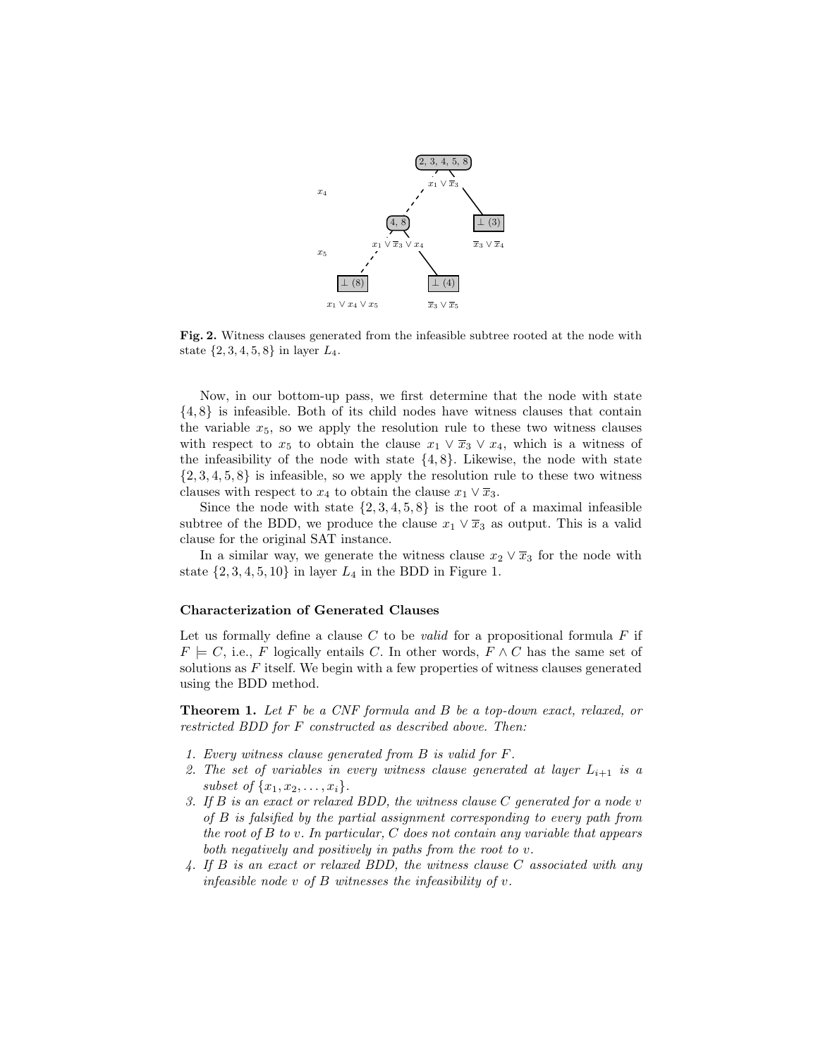**Fig. 2.** Witness clauses generated from the infeasible subtree rooted at the node with state $\{2, 3, 4, 5, 8\}$ in layer $L_4$.

Now, in our bottom-up pass, we first determine that the node with state $\{4, 8\}$ is infeasible. Both of its child nodes have witness clauses that contain the variable $x_5$, so we apply the resolution rule to these two witness clauses with respect to $x_5$ to obtain the clause $x_1 \vee \overline{x}_3 \vee x_4$, which is a witness of the infeasibility of the node with state $\{4, 8\}$. Likewise, the node with state $\{2, 3, 4, 5, 8\}$ is infeasible, so we apply the resolution rule to these two witness clauses with respect to $x_4$ to obtain the clause $x_1 \vee \overline{x}_3$.

Since the node with state $\{2, 3, 4, 5, 8\}$ is the root of a maximal infeasible subtree of the BDD, we produce the clause $x_1 \vee \overline{x}_3$ as output. This is a valid clause for the original SAT instance.

In a similar way, we generate the witness clause $x_2 \vee \overline{x}_3$ for the node with state $\{2, 3, 4, 5, 10\}$ in layer $L_4$ in the BDD in Figure 1.

### Characterization of Generated Clauses

Let us formally define a clause $C$ to be *valid* for a propositional formula $F$ if $F \models C$, i.e., $F$ logically entails $C$. In other words, $F \wedge C$ has the same set of solutions as $F$ itself. We begin with a few properties of witness clauses generated using the BDD method.

**Theorem 1.** *Let $F$ be a CNF formula and $B$ be a top-down exact, relaxed, or restricted BDD for $F$ constructed as described above. Then:*

1. *Every witness clause generated from $B$ is valid for $F$.*
2. *The set of variables in every witness clause generated at layer $L_{i+1}$ is a subset of $\{x_1, x_2, \ldots, x_i\}$.*
3. *If $B$ is an exact or relaxed BDD, the witness clause $C$ generated for a node $v$ of $B$ is falsified by the partial assignment corresponding to every path from the root of $B$ to $v$. In particular, $C$ does not contain any variable that appears both negatively and positively in paths from the root to $v$.*
4. *If $B$ is an exact or relaxed BDD, the witness clause $C$ associated with any infeasible node $v$ of $B$ witnesses the infeasibility of $v$.*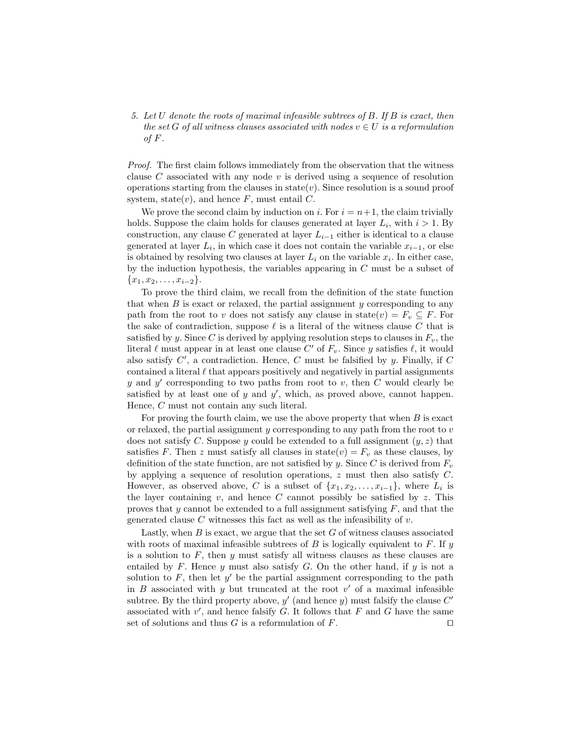5. *Let $U$ denote the roots of maximal infeasible subtrees of $B$. If $B$ is exact, then the set $G$ of all witness clauses associated with nodes $v \in U$ is a reformulation of $F$.*

*Proof.* The first claim follows immediately from the observation that the witness clause $C$ associated with any node $v$ is derived using a sequence of resolution operations starting from the clauses in $\text{state}(v)$. Since resolution is a sound proof system, $\text{state}(v)$, and hence $F$, must entail $C$.

We prove the second claim by induction on $i$. For $i = n+1$, the claim trivially holds. Suppose the claim holds for clauses generated at layer $L_i$, with $i > 1$. By construction, any clause $C$ generated at layer $L_{i-1}$ either is identical to a clause generated at layer $L_i$, in which case it does not contain the variable $x_{i-1}$, or else is obtained by resolving two clauses at layer $L_i$ on the variable $x_i$. In either case, by the induction hypothesis, the variables appearing in $C$ must be a subset of $\{x_1, x_2, \ldots, x_{i-2}\}$.

To prove the third claim, we recall from the definition of the state function that when $B$ is exact or relaxed, the partial assignment $y$ corresponding to any path from the root to $v$ does not satisfy any clause in $\text{state}(v) = F_v \subseteq F$. For the sake of contradiction, suppose $\ell$ is a literal of the witness clause $C$ that is satisfied by $y$. Since $C$ is derived by applying resolution steps to clauses in $F_v$, the literal $\ell$ must appear in at least one clause $C'$ of $F_v$. Since $y$ satisfies $\ell$, it would also satisfy $C'$, a contradiction. Hence, $C$ must be falsified by $y$. Finally, if $C$ contained a literal $\ell$ that appears positively and negatively in partial assignments $y$ and $y'$ corresponding to two paths from root to $v$, then $C$ would clearly be satisfied by at least one of $y$ and $y'$, which, as proved above, cannot happen. Hence, $C$ must not contain any such literal.

For proving the fourth claim, we use the above property that when $B$ is exact or relaxed, the partial assignment $y$ corresponding to any path from the root to $v$ does not satisfy $C$. Suppose $y$ could be extended to a full assignment $(y, z)$ that satisfies $F$. Then $z$ must satisfy all clauses in $\text{state}(v) = F_v$ as these clauses, by definition of the state function, are not satisfied by $y$. Since $C$ is derived from $F_v$ by applying a sequence of resolution operations, $z$ must then also satisfy $C$. However, as observed above, $C$ is a subset of $\{x_1, x_2, \ldots, x_{i-1}\}$, where $L_i$ is the layer containing $v$, and hence $C$ cannot possibly be satisfied by $z$. This proves that $y$ cannot be extended to a full assignment satisfying $F$, and that the generated clause $C$ witnesses this fact as well as the infeasibility of $v$.

Lastly, when $B$ is exact, we argue that the set $G$ of witness clauses associated with roots of maximal infeasible subtrees of $B$ is logically equivalent to $F$. If $y$ is a solution to $F$, then $y$ must satisfy all witness clauses as these clauses are entailed by $F$. Hence $y$ must also satisfy $G$. On the other hand, if $y$ is not a solution to $F$, then let $y'$ be the partial assignment corresponding to the path in $B$ associated with $y$ but truncated at the root $v'$ of a maximal infeasible subtree. By the third property above, $y'$ (and hence $y$) must falsify the clause $C'$ associated with $v'$, and hence falsify $G$. It follows that $F$ and $G$ have the same set of solutions and thus $G$ is a reformulation of $F$. ◻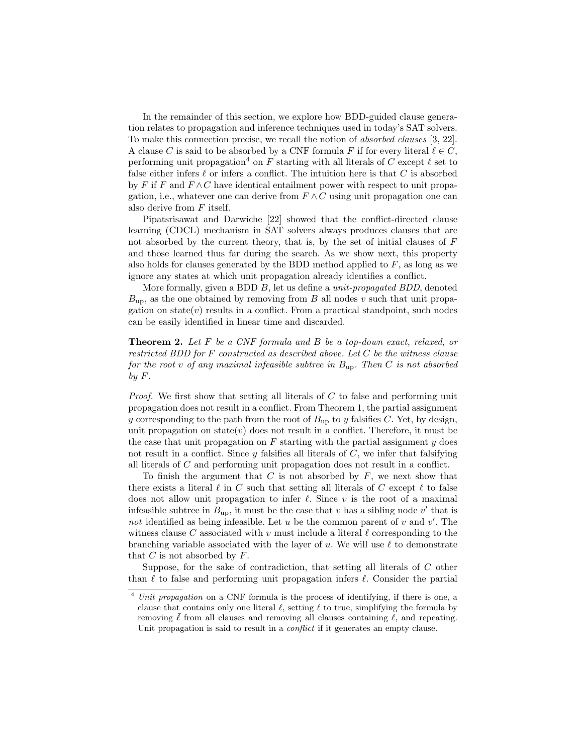In the remainder of this section, we explore how BDD-guided clause generation relates to propagation and inference techniques used in today's SAT solvers. To make this connection precise, we recall the notion of *absorbed clauses* [3, 22]. A clause $C$ is said to be absorbed by a CNF formula $F$ if for every literal $\ell \in C$, performing unit propagation[4] on $F$ starting with all literals of $C$ except $\ell$ set to false either infers $\ell$ or infers a conflict. The intuition here is that $C$ is absorbed by $F$ if $F$ and $F \wedge C$ have identical entailment power with respect to unit propagation, i.e., whatever one can derive from $F \wedge C$ using unit propagation one can also derive from $F$ itself.

Pipatsrisawat and Darwiche [22] showed that the conflict-directed clause learning (CDCL) mechanism in SAT solvers always produces clauses that are not absorbed by the current theory, that is, by the set of initial clauses of $F$ and those learned thus far during the search. As we show next, this property also holds for clauses generated by the BDD method applied to $F$, as long as we ignore any states at which unit propagation already identifies a conflict.

More formally, given a BDD $B$, let us define a *unit-propagated BDD*, denoted $B_{\text{up}}$, as the one obtained by removing from $B$ all nodes $v$ such that unit propagation on state$(v)$ results in a conflict. From a practical standpoint, such nodes can be easily identified in linear time and discarded.

**Theorem 2.** *Let $F$ be a CNF formula and $B$ be a top-down exact, relaxed, or restricted BDD for $F$ constructed as described above. Let $C$ be the witness clause for the root $v$ of any maximal infeasible subtree in $B_{\text{up}}$. Then $C$ is not absorbed by $F$.*

*Proof.* We first show that setting all literals of $C$ to false and performing unit propagation does not result in a conflict. From Theorem 1, the partial assignment $y$ corresponding to the path from the root of $B_{\text{up}}$ to $y$ falsifies $C$. Yet, by design, unit propagation on state$(v)$ does not result in a conflict. Therefore, it must be the case that unit propagation on $F$ starting with the partial assignment $y$ does not result in a conflict. Since $y$ falsifies all literals of $C$, we infer that falsifying all literals of $C$ and performing unit propagation does not result in a conflict.

To finish the argument that $C$ is not absorbed by $F$, we next show that there exists a literal $\ell$ in $C$ such that setting all literals of $C$ except $\ell$ to false does not allow unit propagation to infer $\ell$. Since $v$ is the root of a maximal infeasible subtree in $B_{\text{up}}$, it must be the case that $v$ has a sibling node $v'$ that is *not* identified as being infeasible. Let $u$ be the common parent of $v$ and $v'$. The witness clause $C$ associated with $v$ must include a literal $\ell$ corresponding to the branching variable associated with the layer of $u$. We will use $\ell$ to demonstrate that $C$ is not absorbed by $F$.

Suppose, for the sake of contradiction, that setting all literals of $C$ other than $\ell$ to false and performing unit propagation infers $\ell$. Consider the partial

[4] *Unit propagation* on a CNF formula is the process of identifying, if there is one, a clause that contains only one literal $\ell$, setting $\ell$ to true, simplifying the formula by removing $\bar{\ell}$ from all clauses and removing all clauses containing $\ell$, and repeating. Unit propagation is said to result in a *conflict* if it generates an empty clause.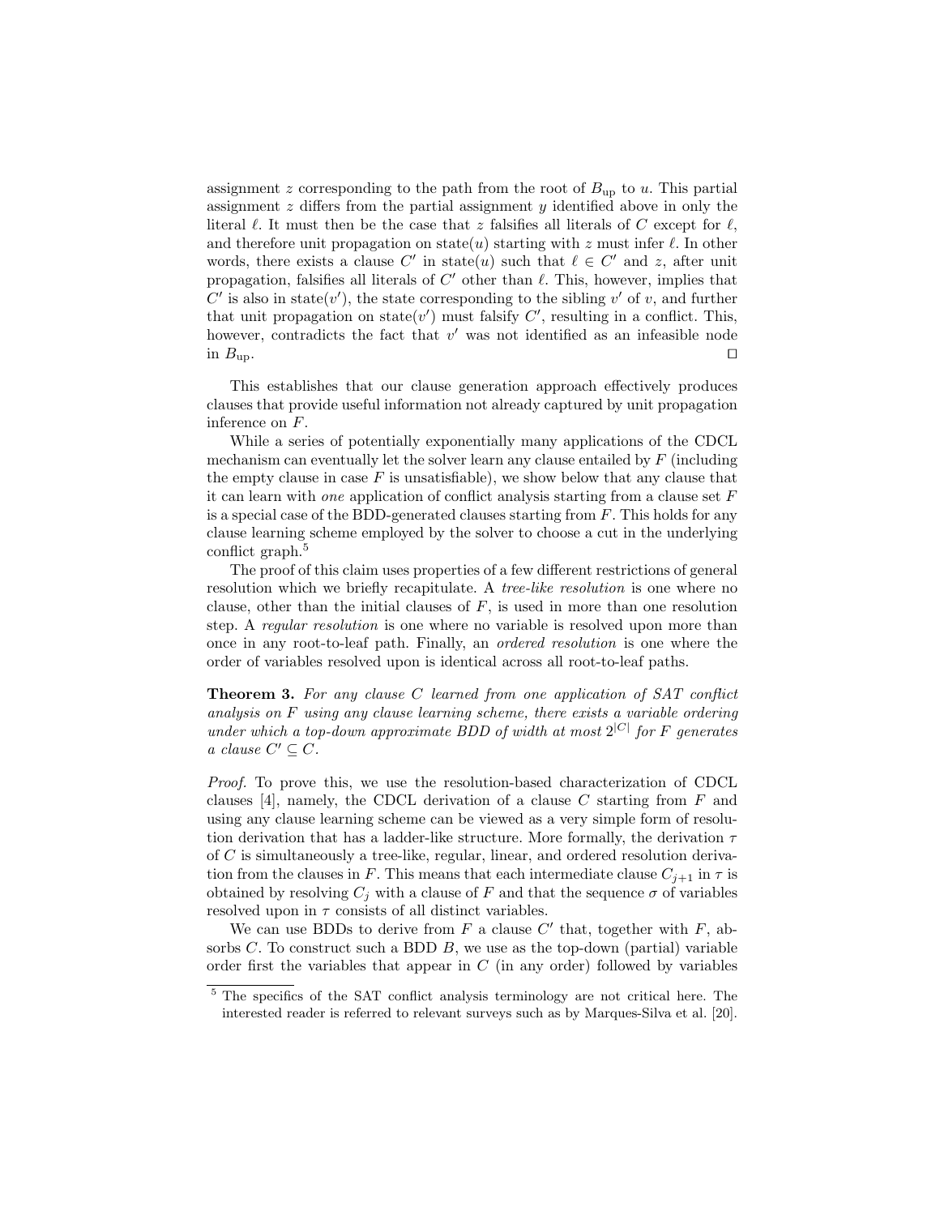assignment $z$ corresponding to the path from the root of $B_{\text{up}}$ to $u$. This partial assignment $z$ differs from the partial assignment $y$ identified above in only the literal $\ell$. It must then be the case that $z$ falsifies all literals of $C$ except for $\ell$, and therefore unit propagation on state$(u)$ starting with $z$ must infer $\ell$. In other words, there exists a clause $C'$ in state$(u)$ such that $\ell \in C'$ and $z$, after unit propagation, falsifies all literals of $C'$ other than $\ell$. This, however, implies that $C'$ is also in state$(v')$, the state corresponding to the sibling $v'$ of $v$, and further that unit propagation on state$(v')$ must falsify $C'$, resulting in a conflict. This, however, contradicts the fact that $v'$ was not identified as an infeasible node in $B_{\text{up}}$. ◻

This establishes that our clause generation approach effectively produces clauses that provide useful information not already captured by unit propagation inference on $F$.

While a series of potentially exponentially many applications of the CDCL mechanism can eventually let the solver learn any clause entailed by $F$ (including the empty clause in case $F$ is unsatisfiable), we show below that any clause that it can learn with *one* application of conflict analysis starting from a clause set $F$ is a special case of the BDD-generated clauses starting from $F$. This holds for any clause learning scheme employed by the solver to choose a cut in the underlying conflict graph.[5]

The proof of this claim uses properties of a few different restrictions of general resolution which we briefly recapitulate. A *tree-like resolution* is one where no clause, other than the initial clauses of $F$, is used in more than one resolution step. A *regular resolution* is one where no variable is resolved upon more than once in any root-to-leaf path. Finally, an *ordered resolution* is one where the order of variables resolved upon is identical across all root-to-leaf paths.

**Theorem 3.** *For any clause $C$ learned from one application of SAT conflict analysis on $F$ using any clause learning scheme, there exists a variable ordering under which a top-down approximate BDD of width at most $2^{|C|}$ for $F$ generates a clause $C' \subseteq C$.*

*Proof.* To prove this, we use the resolution-based characterization of CDCL clauses [4], namely, the CDCL derivation of a clause $C$ starting from $F$ and using any clause learning scheme can be viewed as a very simple form of resolution derivation that has a ladder-like structure. More formally, the derivation $\tau$ of $C$ is simultaneously a tree-like, regular, linear, and ordered resolution derivation from the clauses in $F$. This means that each intermediate clause $C_{j+1}$ in $\tau$ is obtained by resolving $C_j$ with a clause of $F$ and that the sequence $\sigma$ of variables resolved upon in $\tau$ consists of all distinct variables.

We can use BDDs to derive from $F$ a clause $C'$ that, together with $F$, absorbs $C$. To construct such a BDD $B$, we use as the top-down (partial) variable order first the variables that appear in $C$ (in any order) followed by variables

[5] The specifics of the SAT conflict analysis terminology are not critical here. The interested reader is referred to relevant surveys such as by Marques-Silva et al. [20].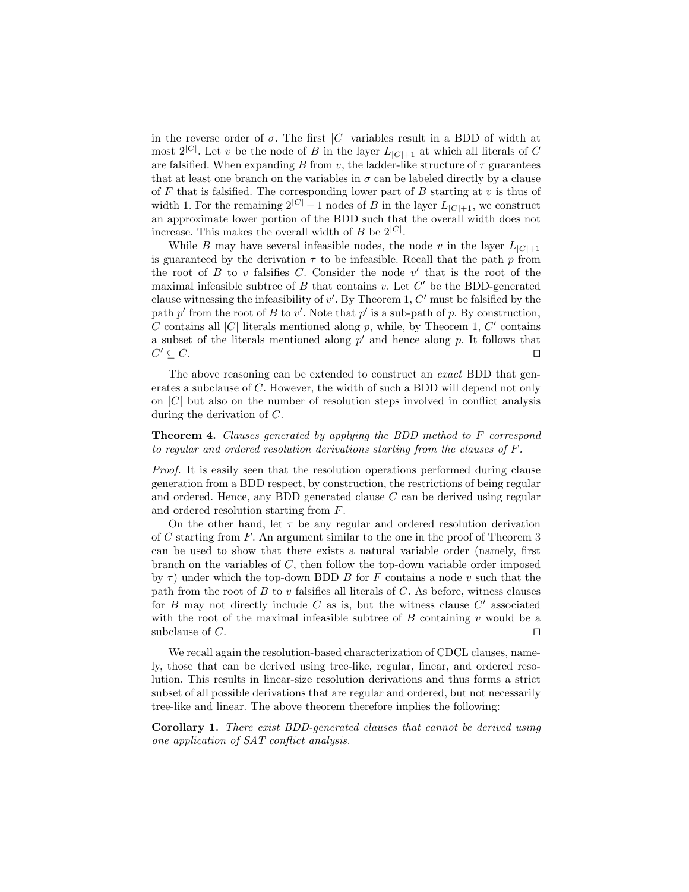in the reverse order of $\sigma$. The first $|C|$ variables result in a BDD of width at most $2^{|C|}$. Let $v$ be the node of $B$ in the layer $L_{|C|+1}$ at which all literals of $C$ are falsified. When expanding $B$ from $v$, the ladder-like structure of $\tau$ guarantees that at least one branch on the variables in $\sigma$ can be labeled directly by a clause of $F$ that is falsified. The corresponding lower part of $B$ starting at $v$ is thus of width 1. For the remaining $2^{|C|} - 1$ nodes of $B$ in the layer $L_{|C|+1}$, we construct an approximate lower portion of the BDD such that the overall width does not increase. This makes the overall width of $B$ be $2^{|C|}$.

While $B$ may have several infeasible nodes, the node $v$ in the layer $L_{|C|+1}$ is guaranteed by the derivation $\tau$ to be infeasible. Recall that the path $p$ from the root of $B$ to $v$ falsifies $C$. Consider the node $v'$ that is the root of the maximal infeasible subtree of $B$ that contains $v$. Let $C'$ be the BDD-generated clause witnessing the infeasibility of $v'$. By Theorem 1, $C'$ must be falsified by the path $p'$ from the root of $B$ to $v'$. Note that $p'$ is a sub-path of $p$. By construction, $C$ contains all $|C|$ literals mentioned along $p$, while, by Theorem 1, $C'$ contains a subset of the literals mentioned along $p'$ and hence along $p$. It follows that $C' \subseteq C$. □

The above reasoning can be extended to construct an *exact* BDD that generates a subclause of $C$. However, the width of such a BDD will depend not only on $|C|$ but also on the number of resolution steps involved in conflict analysis during the derivation of $C$.

**Theorem 4.** *Clauses generated by applying the BDD method to $F$ correspond to regular and ordered resolution derivations starting from the clauses of $F$.*

*Proof.* It is easily seen that the resolution operations performed during clause generation from a BDD respect, by construction, the restrictions of being regular and ordered. Hence, any BDD generated clause $C$ can be derived using regular and ordered resolution starting from $F$.

On the other hand, let $\tau$ be any regular and ordered resolution derivation of $C$ starting from $F$. An argument similar to the one in the proof of Theorem 3 can be used to show that there exists a natural variable order (namely, first branch on the variables of $C$, then follow the top-down variable order imposed by $\tau$) under which the top-down BDD $B$ for $F$ contains a node $v$ such that the path from the root of $B$ to $v$ falsifies all literals of $C$. As before, witness clauses for $B$ may not directly include $C$ as is, but the witness clause $C'$ associated with the root of the maximal infeasible subtree of $B$ containing $v$ would be a subclause of $C$. □

We recall again the resolution-based characterization of CDCL clauses, namely, those that can be derived using tree-like, regular, linear, and ordered resolution. This results in linear-size resolution derivations and thus forms a strict subset of all possible derivations that are regular and ordered, but not necessarily tree-like and linear. The above theorem therefore implies the following:

**Corollary 1.** *There exist BDD-generated clauses that cannot be derived using one application of SAT conflict analysis.*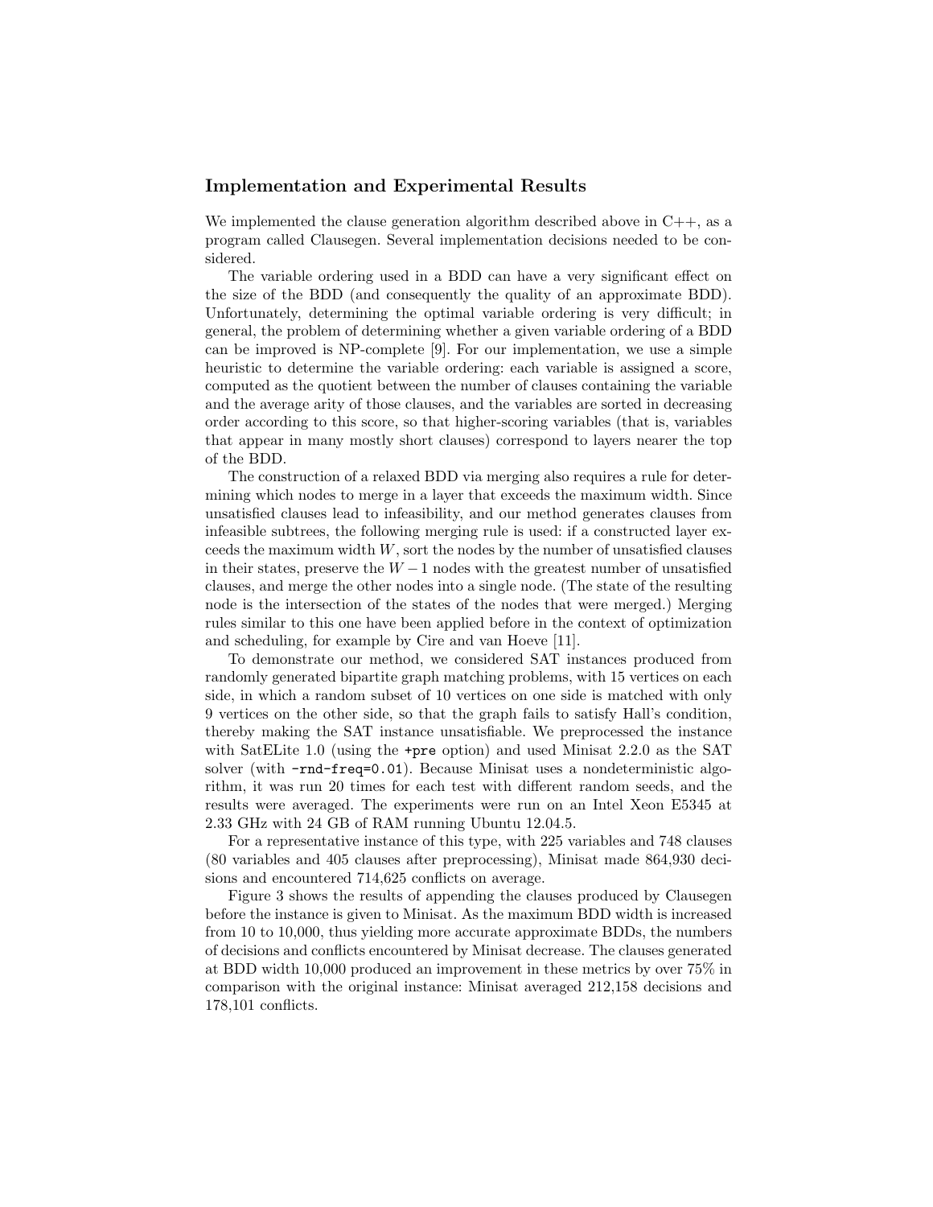### Implementation and Experimental Results

We implemented the clause generation algorithm described above in C++, as a program called Clausegen. Several implementation decisions needed to be considered.

The variable ordering used in a BDD can have a very significant effect on the size of the BDD (and consequently the quality of an approximate BDD). Unfortunately, determining the optimal variable ordering is very difficult; in general, the problem of determining whether a given variable ordering of a BDD can be improved is NP-complete [9]. For our implementation, we use a simple heuristic to determine the variable ordering: each variable is assigned a score, computed as the quotient between the number of clauses containing the variable and the average arity of those clauses, and the variables are sorted in decreasing order according to this score, so that higher-scoring variables (that is, variables that appear in many mostly short clauses) correspond to layers nearer the top of the BDD.

The construction of a relaxed BDD via merging also requires a rule for determining which nodes to merge in a layer that exceeds the maximum width. Since unsatisfied clauses lead to infeasibility, and our method generates clauses from infeasible subtrees, the following merging rule is used: if a constructed layer exceeds the maximum width $W$, sort the nodes by the number of unsatisfied clauses in their states, preserve the $W-1$ nodes with the greatest number of unsatisfied clauses, and merge the other nodes into a single node. (The state of the resulting node is the intersection of the states of the nodes that were merged.) Merging rules similar to this one have been applied before in the context of optimization and scheduling, for example by Cire and van Hoeve [11].

To demonstrate our method, we considered SAT instances produced from randomly generated bipartite graph matching problems, with 15 vertices on each side, in which a random subset of 10 vertices on one side is matched with only 9 vertices on the other side, so that the graph fails to satisfy Hall's condition, thereby making the SAT instance unsatisfiable. We preprocessed the instance with SatELite 1.0 (using the `+pre` option) and used Minisat 2.2.0 as the SAT solver (with `-rnd-freq=0.01`). Because Minisat uses a nondeterministic algorithm, it was run 20 times for each test with different random seeds, and the results were averaged. The experiments were run on an Intel Xeon E5345 at 2.33 GHz with 24 GB of RAM running Ubuntu 12.04.5.

For a representative instance of this type, with 225 variables and 748 clauses (80 variables and 405 clauses after preprocessing), Minisat made 864,930 decisions and encountered 714,625 conflicts on average.

Figure 3 shows the results of appending the clauses produced by Clausegen before the instance is given to Minisat. As the maximum BDD width is increased from 10 to 10,000, thus yielding more accurate approximate BDDs, the numbers of decisions and conflicts encountered by Minisat decrease. The clauses generated at BDD width 10,000 produced an improvement in these metrics by over 75% in comparison with the original instance: Minisat averaged 212,158 decisions and 178,101 conflicts.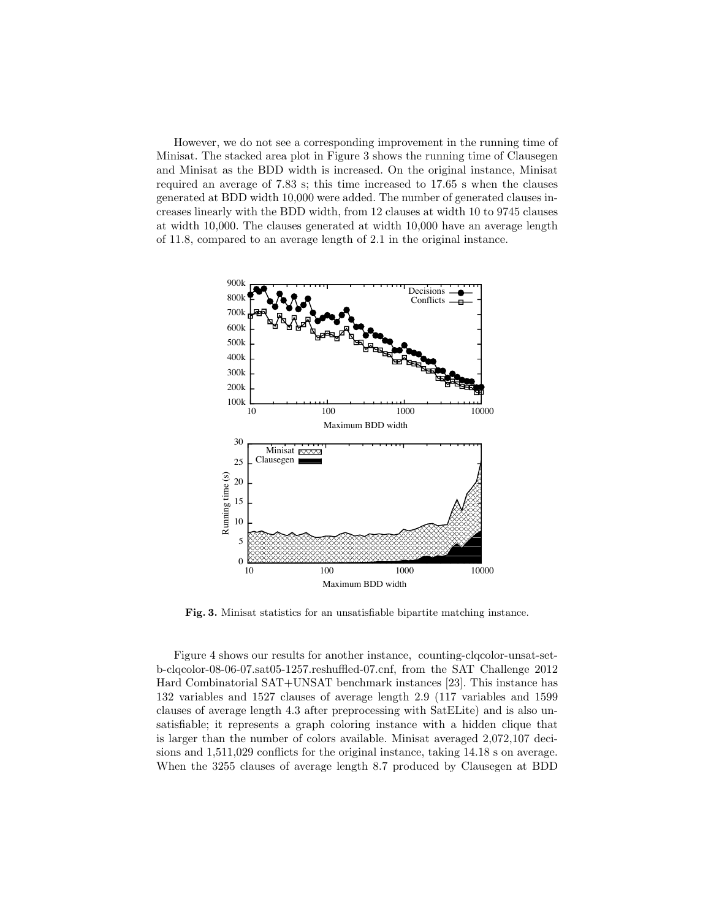However, we do not see a corresponding improvement in the running time of Minisat. The stacked area plot in Figure 3 shows the running time of Clausegen and Minisat as the BDD width is increased. On the original instance, Minisat required an average of 7.83 s; this time increased to 17.65 s when the clauses generated at BDD width 10,000 were added. The number of generated clauses increases linearly with the BDD width, from 12 clauses at width 10 to 9745 clauses at width 10,000. The clauses generated at width 10,000 have an average length of 11.8, compared to an average length of 2.1 in the original instance.

**Fig. 3.** Minisat statistics for an unsatisfiable bipartite matching instance.

Figure 4 shows our results for another instance, counting-clqcolor-unsat-set-b-clqcolor-08-06-07.sat05-1257.reshuffled-07.cnf, from the SAT Challenge 2012 Hard Combinatorial SAT+UNSAT benchmark instances [23]. This instance has 132 variables and 1527 clauses of average length 2.9 (117 variables and 1599 clauses of average length 4.3 after preprocessing with SatELite) and is also unsatisfiable; it represents a graph coloring instance with a hidden clique that is larger than the number of colors available. Minisat averaged 2,072,107 decisions and 1,511,029 conflicts for the original instance, taking 14.18 s on average. When the 3255 clauses of average length 8.7 produced by Clausegen at BDD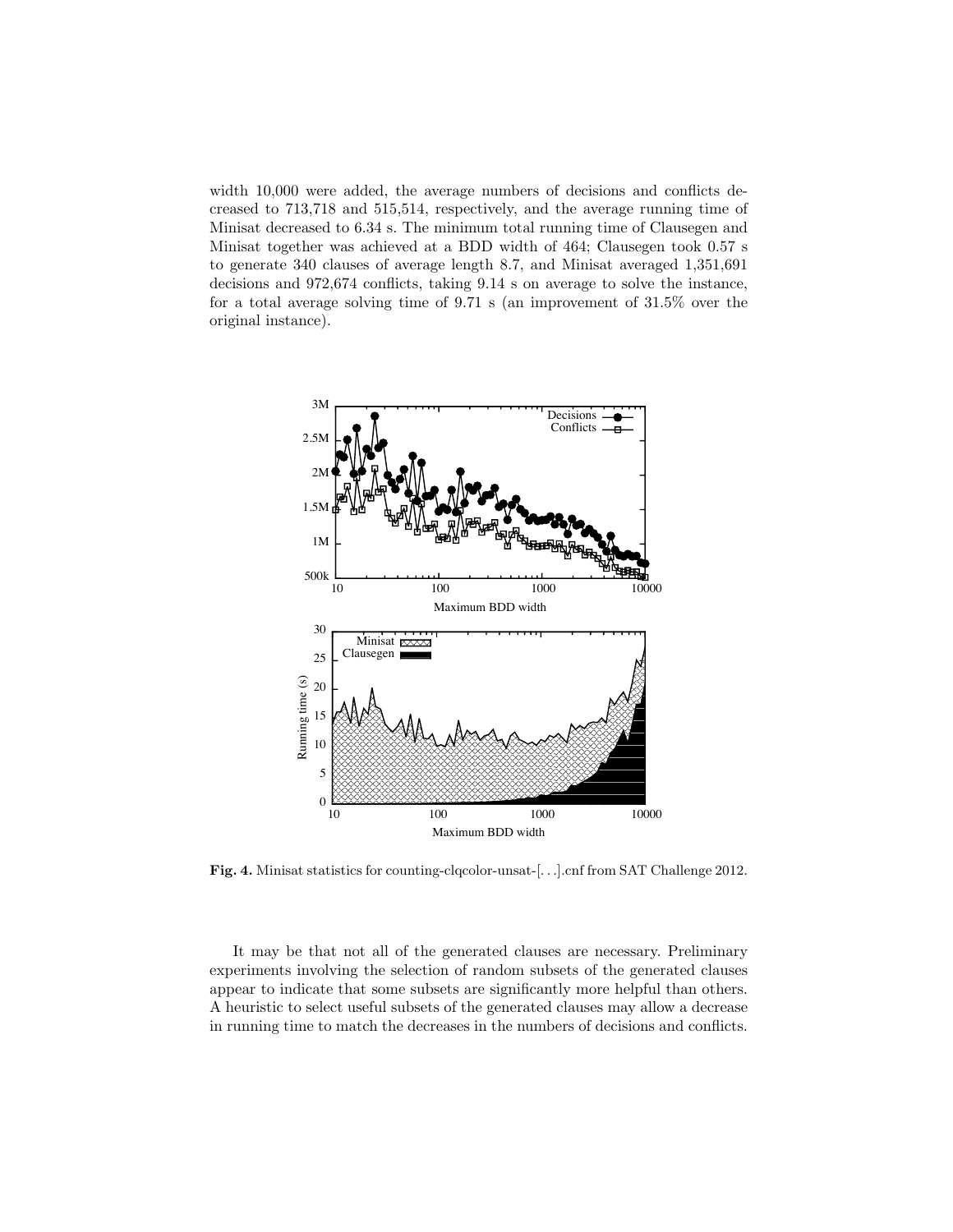width 10,000 were added, the average numbers of decisions and conflicts decreased to 713,718 and 515,514, respectively, and the average running time of Minisat decreased to 6.34 s. The minimum total running time of Clausegen and Minisat together was achieved at a BDD width of 464; Clausegen took 0.57 s to generate 340 clauses of average length 8.7, and Minisat averaged 1,351,691 decisions and 972,674 conflicts, taking 9.14 s on average to solve the instance, for a total average solving time of 9.71 s (an improvement of 31.5% over the original instance).

**Fig. 4.** Minisat statistics for counting-clqcolor-unsat-[. . .].cnf from SAT Challenge 2012.

It may be that not all of the generated clauses are necessary. Preliminary experiments involving the selection of random subsets of the generated clauses appear to indicate that some subsets are significantly more helpful than others. A heuristic to select useful subsets of the generated clauses may allow a decrease in running time to match the decreases in the numbers of decisions and conflicts.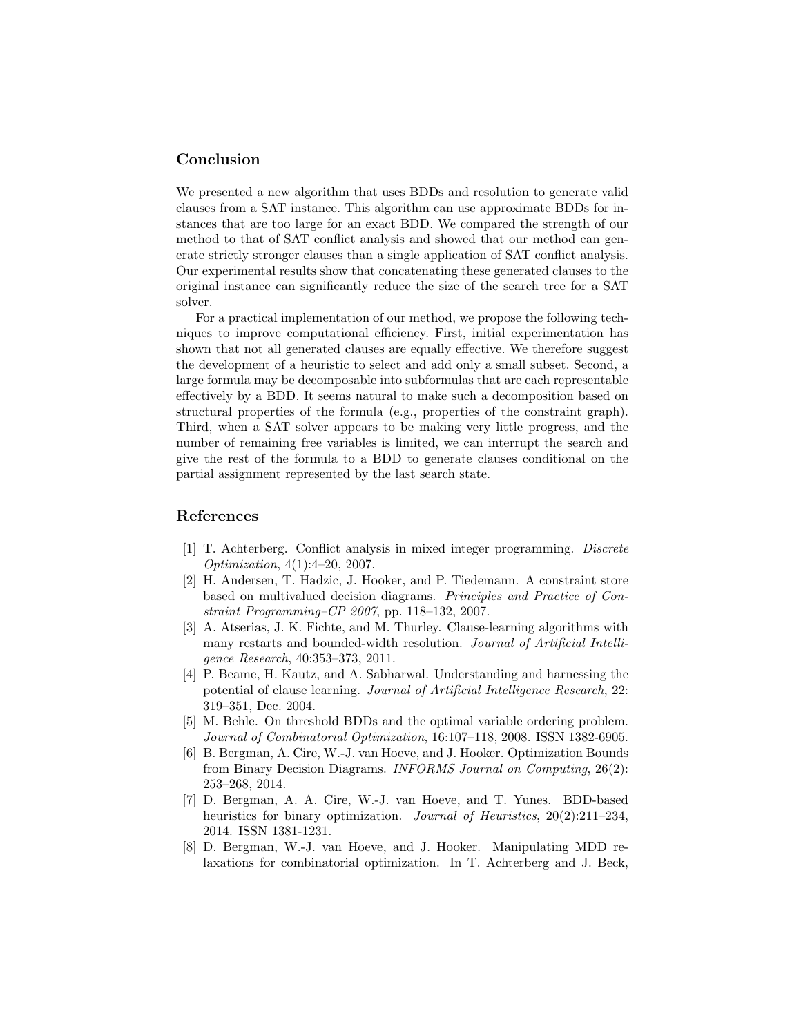## Conclusion

We presented a new algorithm that uses BDDs and resolution to generate valid clauses from a SAT instance. This algorithm can use approximate BDDs for instances that are too large for an exact BDD. We compared the strength of our method to that of SAT conflict analysis and showed that our method can generate strictly stronger clauses than a single application of SAT conflict analysis. Our experimental results show that concatenating these generated clauses to the original instance can significantly reduce the size of the search tree for a SAT solver.

For a practical implementation of our method, we propose the following techniques to improve computational efficiency. First, initial experimentation has shown that not all generated clauses are equally effective. We therefore suggest the development of a heuristic to select and add only a small subset. Second, a large formula may be decomposable into subformulas that are each representable effectively by a BDD. It seems natural to make such a decomposition based on structural properties of the formula (e.g., properties of the constraint graph). Third, when a SAT solver appears to be making very little progress, and the number of remaining free variables is limited, we can interrupt the search and give the rest of the formula to a BDD to generate clauses conditional on the partial assignment represented by the last search state.

## References

[1] T. Achterberg. Conflict analysis in mixed integer programming. *Discrete Optimization*, 4(1):4–20, 2007.

[2] H. Andersen, T. Hadzic, J. Hooker, and P. Tiedemann. A constraint store based on multivalued decision diagrams. *Principles and Practice of Constraint Programming–CP 2007*, pp. 118–132, 2007.

[3] A. Atserias, J. K. Fichte, and M. Thurley. Clause-learning algorithms with many restarts and bounded-width resolution. *Journal of Artificial Intelligence Research*, 40:353–373, 2011.

[4] P. Beame, H. Kautz, and A. Sabharwal. Understanding and harnessing the potential of clause learning. *Journal of Artificial Intelligence Research*, 22: 319–351, Dec. 2004.

[5] M. Behle. On threshold BDDs and the optimal variable ordering problem. *Journal of Combinatorial Optimization*, 16:107–118, 2008. ISSN 1382-6905.

[6] B. Bergman, A. Cire, W.-J. van Hoeve, and J. Hooker. Optimization Bounds from Binary Decision Diagrams. *INFORMS Journal on Computing*, 26(2): 253–268, 2014.

[7] D. Bergman, A. A. Cire, W.-J. van Hoeve, and T. Yunes. BDD-based heuristics for binary optimization. *Journal of Heuristics*, 20(2):211–234, 2014. ISSN 1381-1231.

[8] D. Bergman, W.-J. van Hoeve, and J. Hooker. Manipulating MDD relaxations for combinatorial optimization. In T. Achterberg and J. Beck,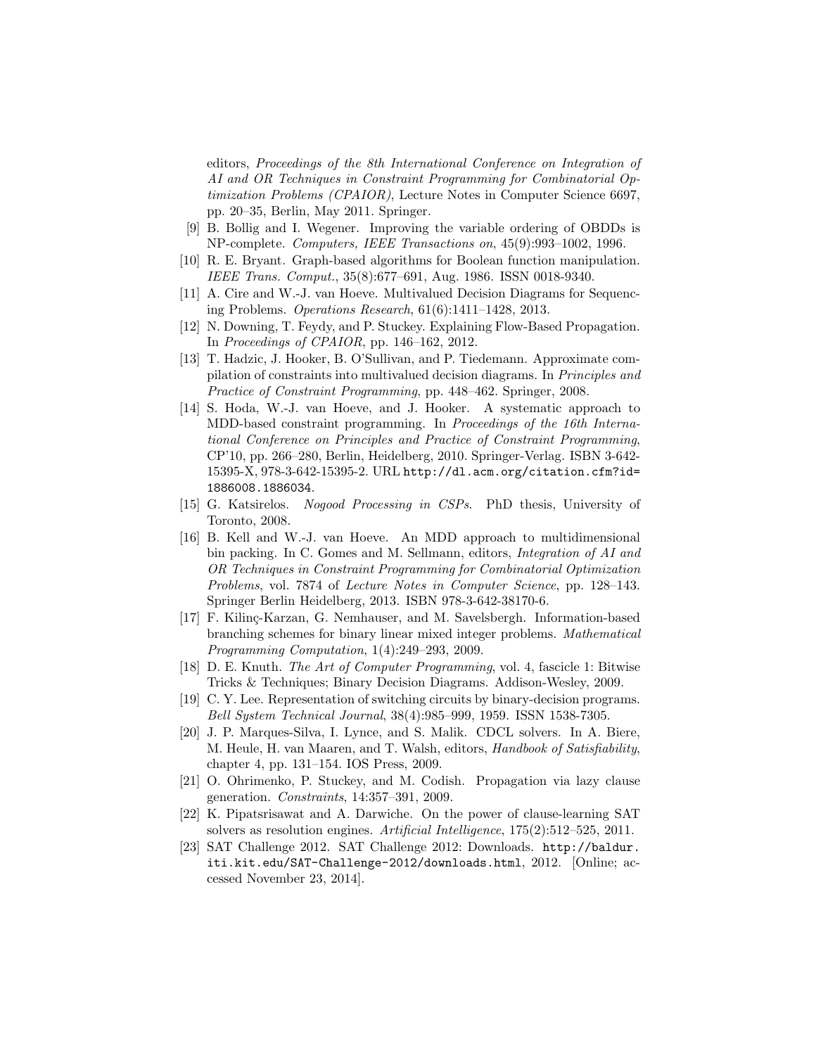editors, *Proceedings of the 8th International Conference on Integration of AI and OR Techniques in Constraint Programming for Combinatorial Optimization Problems (CPAIOR)*, Lecture Notes in Computer Science 6697, pp. 20–35, Berlin, May 2011. Springer.

[9] B. Bollig and I. Wegener. Improving the variable ordering of OBDDs is NP-complete. *Computers, IEEE Transactions on*, 45(9):993–1002, 1996.

[10] R. E. Bryant. Graph-based algorithms for Boolean function manipulation. *IEEE Trans. Comput.*, 35(8):677–691, Aug. 1986. ISSN 0018-9340.

[11] A. Cire and W.-J. van Hoeve. Multivalued Decision Diagrams for Sequencing Problems. *Operations Research*, 61(6):1411–1428, 2013.

[12] N. Downing, T. Feydy, and P. Stuckey. Explaining Flow-Based Propagation. In *Proceedings of CPAIOR*, pp. 146–162, 2012.

[13] T. Hadzic, J. Hooker, B. O'Sullivan, and P. Tiedemann. Approximate compilation of constraints into multivalued decision diagrams. In *Principles and Practice of Constraint Programming*, pp. 448–462. Springer, 2008.

[14] S. Hoda, W.-J. van Hoeve, and J. Hooker. A systematic approach to MDD-based constraint programming. In *Proceedings of the 16th International Conference on Principles and Practice of Constraint Programming*, CP'10, pp. 266–280, Berlin, Heidelberg, 2010. Springer-Verlag. ISBN 3-642-15395-X, 978-3-642-15395-2. URL `http://dl.acm.org/citation.cfm?id=1886008.1886034`.

[15] G. Katsirelos. *Nogood Processing in CSPs*. PhD thesis, University of Toronto, 2008.

[16] B. Kell and W.-J. van Hoeve. An MDD approach to multidimensional bin packing. In C. Gomes and M. Sellmann, editors, *Integration of AI and OR Techniques in Constraint Programming for Combinatorial Optimization Problems*, vol. 7874 of *Lecture Notes in Computer Science*, pp. 128–143. Springer Berlin Heidelberg, 2013. ISBN 978-3-642-38170-6.

[17] F. Kilinç-Karzan, G. Nemhauser, and M. Savelsbergh. Information-based branching schemes for binary linear mixed integer problems. *Mathematical Programming Computation*, 1(4):249–293, 2009.

[18] D. E. Knuth. *The Art of Computer Programming*, vol. 4, fascicle 1: Bitwise Tricks & Techniques; Binary Decision Diagrams. Addison-Wesley, 2009.

[19] C. Y. Lee. Representation of switching circuits by binary-decision programs. *Bell System Technical Journal*, 38(4):985–999, 1959. ISSN 1538-7305.

[20] J. P. Marques-Silva, I. Lynce, and S. Malik. CDCL solvers. In A. Biere, M. Heule, H. van Maaren, and T. Walsh, editors, *Handbook of Satisfiability*, chapter 4, pp. 131–154. IOS Press, 2009.

[21] O. Ohrimenko, P. Stuckey, and M. Codish. Propagation via lazy clause generation. *Constraints*, 14:357–391, 2009.

[22] K. Pipatsrisawat and A. Darwiche. On the power of clause-learning SAT solvers as resolution engines. *Artificial Intelligence*, 175(2):512–525, 2011.

[23] SAT Challenge 2012. SAT Challenge 2012: Downloads. `http://baldur.iti.kit.edu/SAT-Challenge-2012/downloads.html`, 2012. [Online; accessed November 23, 2014].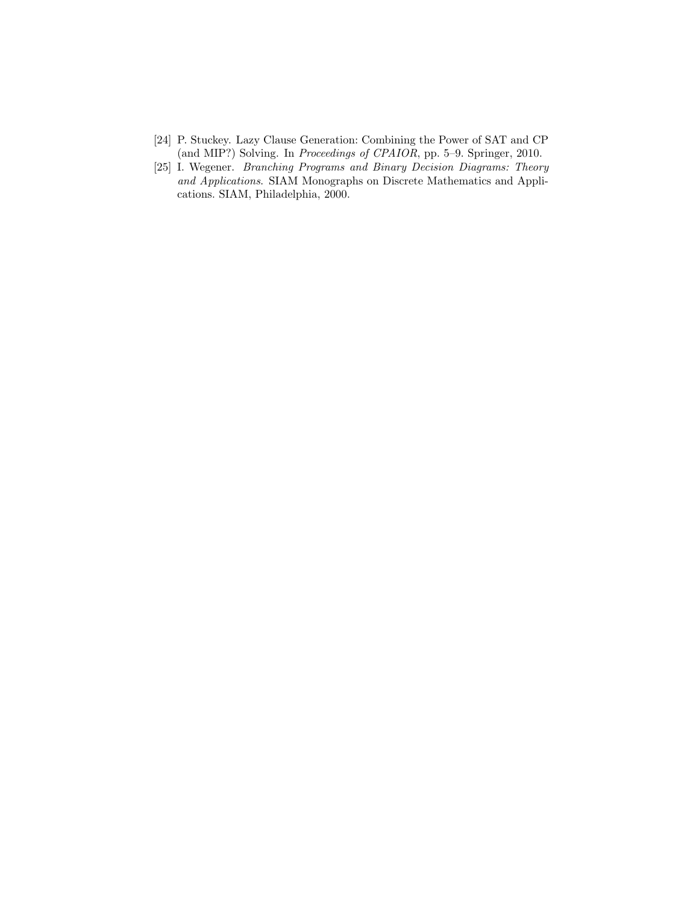[24] P. Stuckey. Lazy Clause Generation: Combining the Power of SAT and CP (and MIP?) Solving. In *Proceedings of CPAIOR*, pp. 5–9. Springer, 2010.

[25] I. Wegener. *Branching Programs and Binary Decision Diagrams: Theory and Applications*. SIAM Monographs on Discrete Mathematics and Applications. SIAM, Philadelphia, 2000.